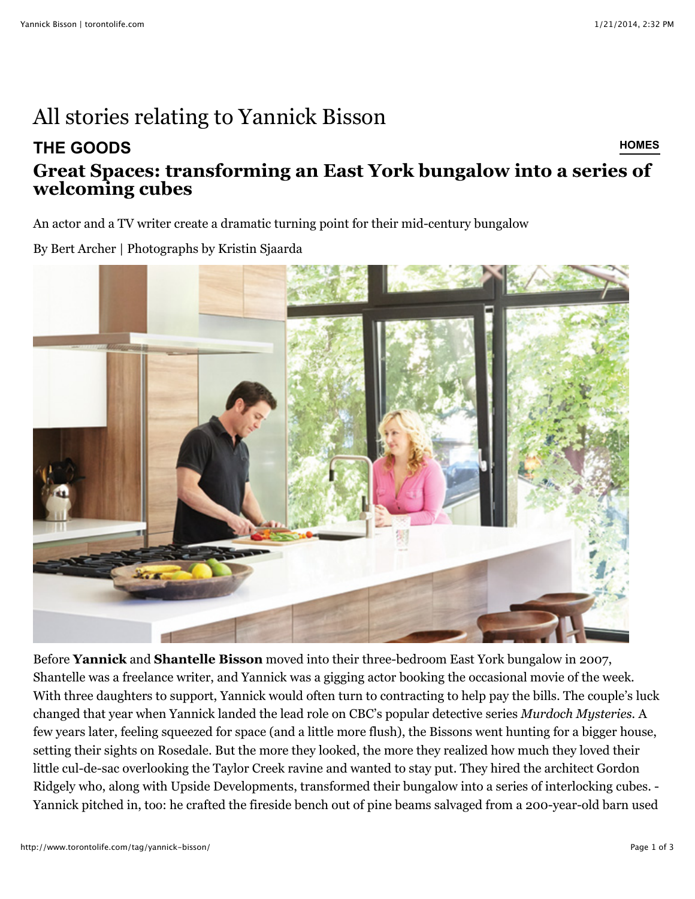# All stories relating to Yannick Bisson

**THE GOODS** **HOMES**

## Great Spaces: transforming an East York bungalow into a series of welcoming cubes

An actor and a TV writer create a dramatic turning point for their mid-century bungalow

By Bert Archer | Photographs by Kristin Sjaarda

Before **Yannick** and **Shantelle Bisson** moved into their three-bedroom East York bungalow in 2007, Shantelle was a freelance writer, and Yannick was a gigging actor booking the occasional movie of the week. With three daughters to support, Yannick would often turn to contracting to help pay the bills. The couple's luck changed that year when Yannick landed the lead role on CBC's popular detective series *Murdoch Mysteries*. A few years later, feeling squeezed for space (and a little more flush), the Bissons went hunting for a bigger house, setting their sights on Rosedale. But the more they looked, the more they realized how much they loved their little cul-de-sac overlooking the Taylor Creek ravine and wanted to stay put. They hired the architect Gordon Ridgely who, along with Upside Developments, transformed their bungalow into a series of interlocking cubes. - Yannick pitched in, too: he crafted the fireside bench out of pine beams salvaged from a 200-year-old barn used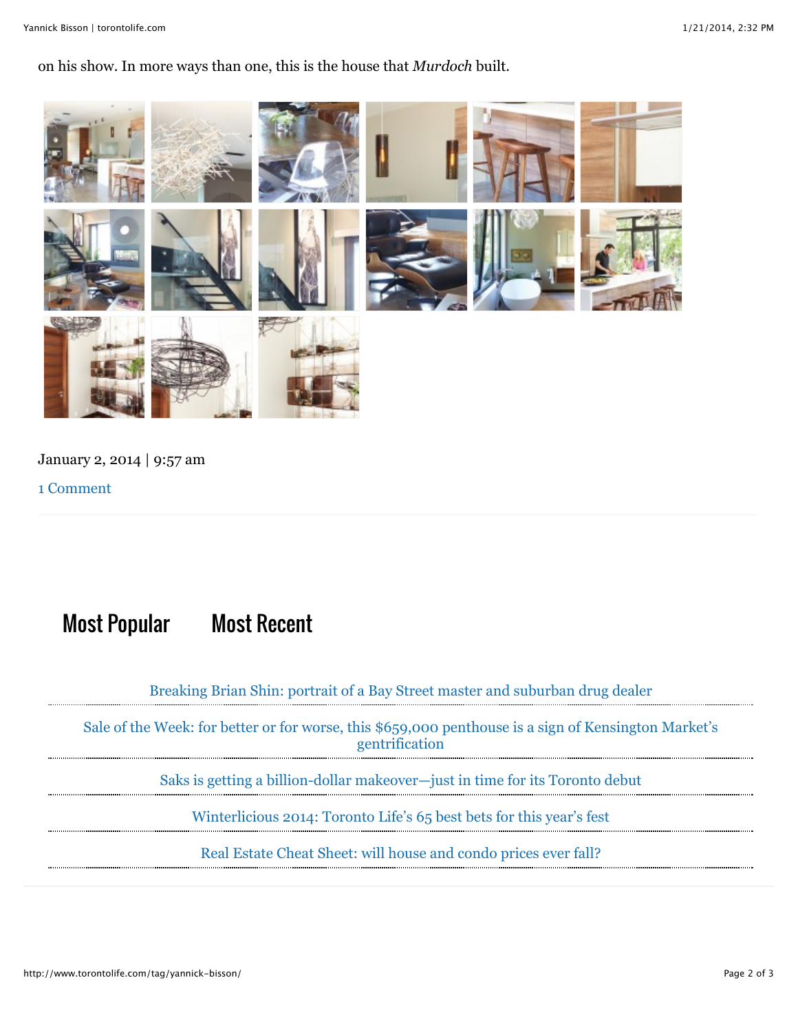on his show. In more ways than one, this is the house that *Murdoch* built.

January 2, 2014 | 9:57 am

1 Comment

## Most Popular    Most Recent

- Breaking Brian Shin: portrait of a Bay Street master and suburban drug dealer
- Sale of the Week: for better or for worse, this $659,000 penthouse is a sign of Kensington Market's gentrification
- Saks is getting a billion-dollar makeover—just in time for its Toronto debut
- Winterlicious 2014: Toronto Life's 65 best bets for this year's fest
- Real Estate Cheat Sheet: will house and condo prices ever fall?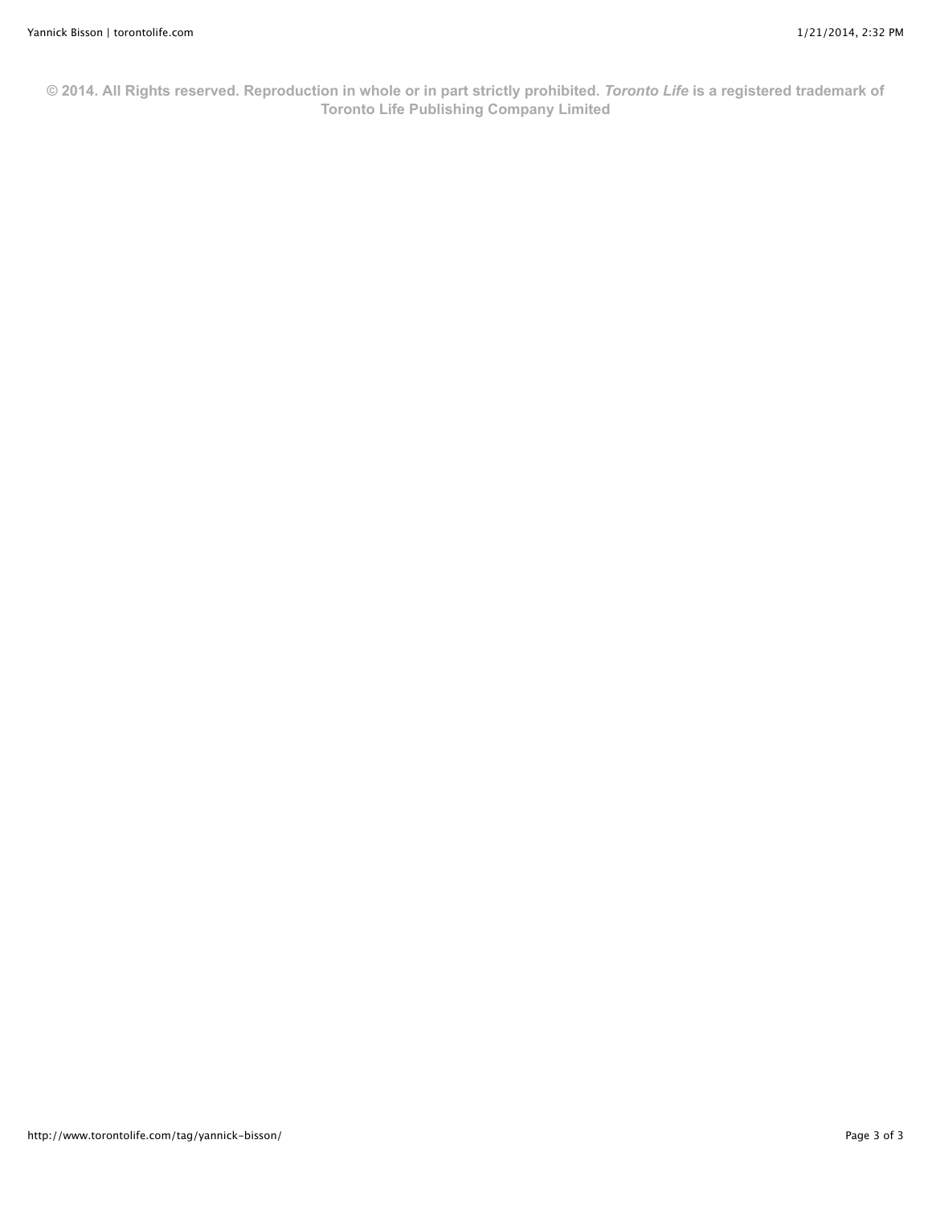**© 2014. All Rights reserved. Reproduction in whole or in part strictly prohibited. *Toronto Life* is a registered trademark of Toronto Life Publishing Company Limited**